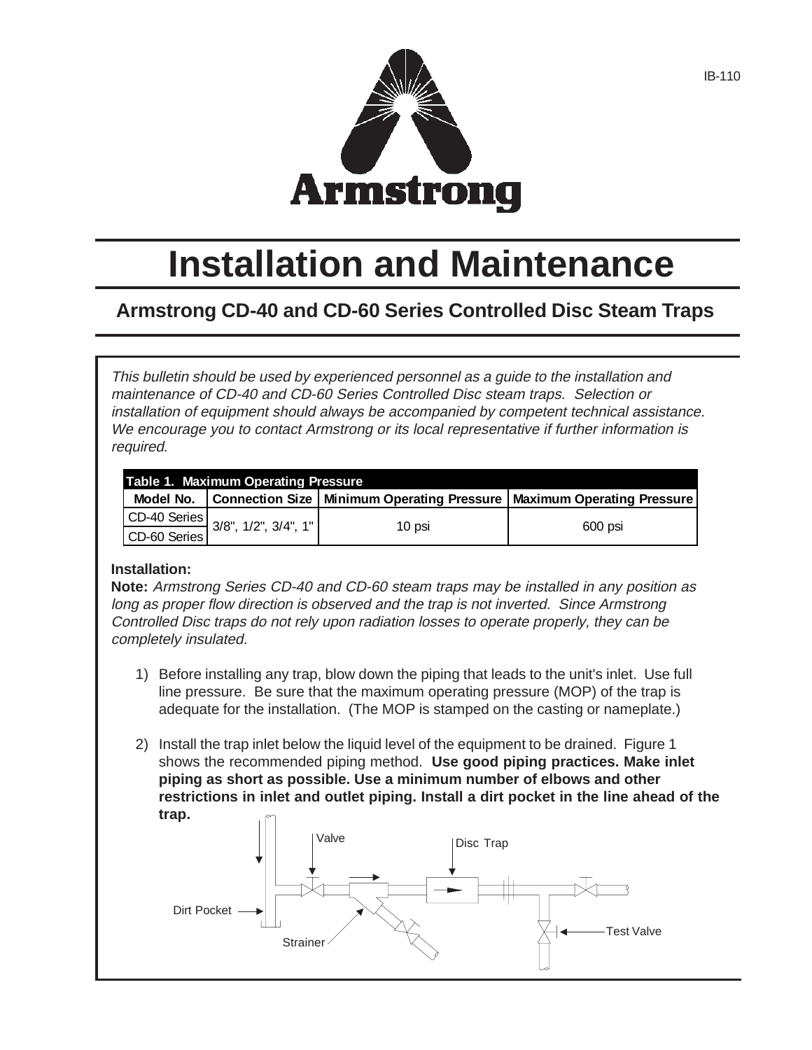# Installation and Maintenance

## Armstrong CD-40 and CD-60 Series Controlled Disc Steam Traps

*This bulletin should be used by experienced personnel as a guide to the installation and maintenance of CD-40 and CD-60 Series Controlled Disc steam traps. Selection or installation of equipment should always be accompanied by competent technical assistance. We encourage you to contact Armstrong or its local representative if further information is required.*

**Table 1. Maximum Operating Pressure**

| Model No. | Connection Size | Minimum Operating Pressure | Maximum Operating Pressure |
|---|---|---|---|
| CD-40 Series | 3/8", 1/2", 3/4", 1" | 10 psi | 600 psi |
| CD-60 Series | | | |

**Installation:**

**Note:** *Armstrong Series CD-40 and CD-60 steam traps may be installed in any position as long as proper flow direction is observed and the trap is not inverted. Since Armstrong Controlled Disc traps do not rely upon radiation losses to operate properly, they can be completely insulated.*

1) Before installing any trap, blow down the piping that leads to the unit's inlet. Use full line pressure. Be sure that the maximum operating pressure (MOP) of the trap is adequate for the installation. (The MOP is stamped on the casting or nameplate.)

2) Install the trap inlet below the liquid level of the equipment to be drained. Figure 1 shows the recommended piping method. **Use good piping practices. Make inlet piping as short as possible. Use a minimum number of elbows and other restrictions in inlet and outlet piping. Install a dirt pocket in the line ahead of the trap.**

Valve, Disc Trap, Dirt Pocket, Strainer, Test Valve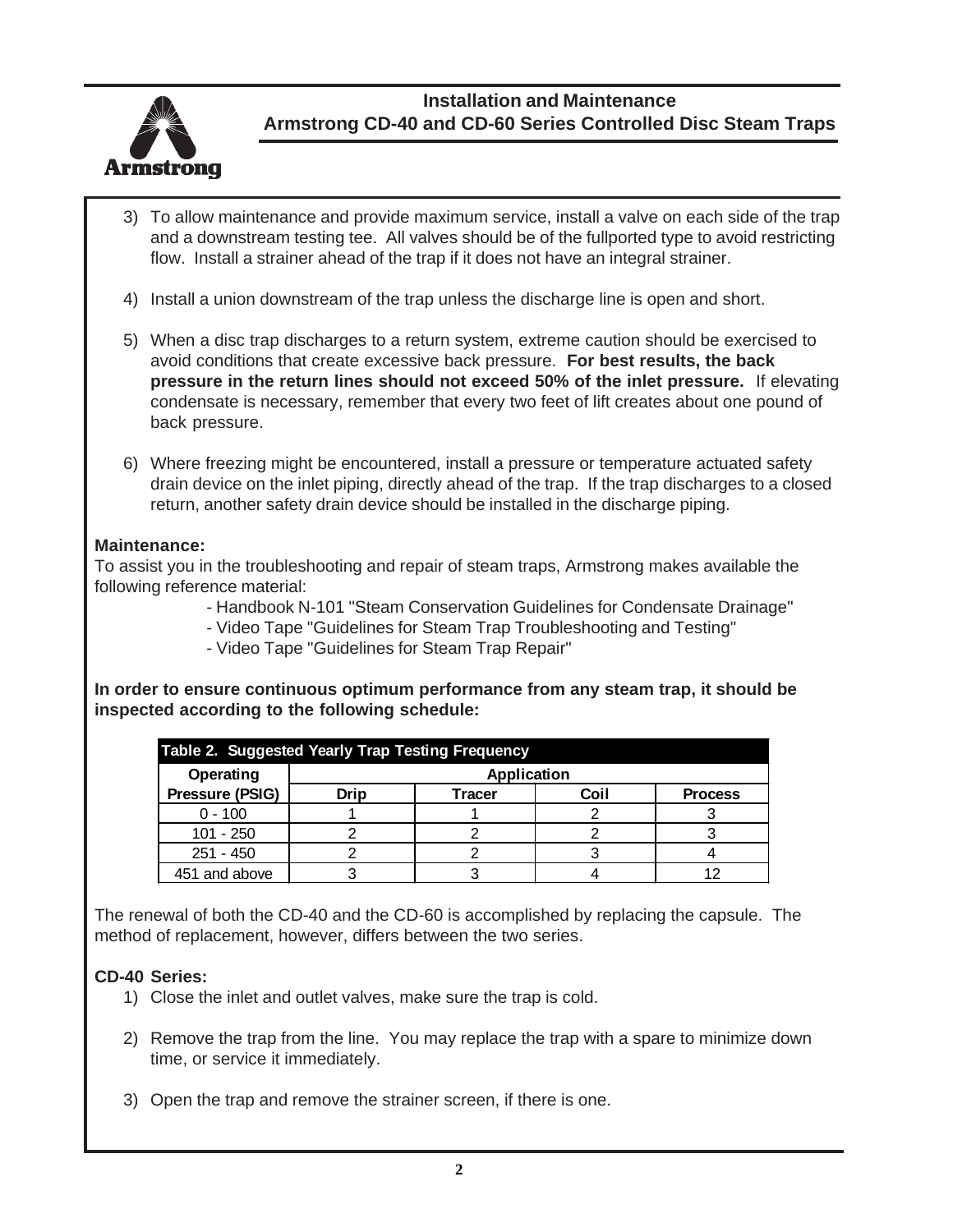3) To allow maintenance and provide maximum service, install a valve on each side of the trap and a downstream testing tee. All valves should be of the fullported type to avoid restricting flow. Install a strainer ahead of the trap if it does not have an integral strainer.

4) Install a union downstream of the trap unless the discharge line is open and short.

5) When a disc trap discharges to a return system, extreme caution should be exercised to avoid conditions that create excessive back pressure. **For best results, the back pressure in the return lines should not exceed 50% of the inlet pressure.** If elevating condensate is necessary, remember that every two feet of lift creates about one pound of back pressure.

6) Where freezing might be encountered, install a pressure or temperature actuated safety drain device on the inlet piping, directly ahead of the trap. If the trap discharges to a closed return, another safety drain device should be installed in the discharge piping.

**Maintenance:**

To assist you in the troubleshooting and repair of steam traps, Armstrong makes available the following reference material:

- Handbook N-101 "Steam Conservation Guidelines for Condensate Drainage"
- Video Tape "Guidelines for Steam Trap Troubleshooting and Testing"
- Video Tape "Guidelines for Steam Trap Repair"

**In order to ensure continuous optimum performance from any steam trap, it should be inspected according to the following schedule:**

**Table 2. Suggested Yearly Trap Testing Frequency**

| Operating Pressure (PSIG) | Application | | | |
|---|---|---|---|---|
| | Drip | Tracer | Coil | Process |
| 0 - 100 | 1 | 1 | 2 | 3 |
| 101 - 250 | 2 | 2 | 2 | 3 |
| 251 - 450 | 2 | 2 | 3 | 4 |
| 451 and above | 3 | 3 | 4 | 12 |

The renewal of both the CD-40 and the CD-60 is accomplished by replacing the capsule. The method of replacement, however, differs between the two series.

**CD-40 Series:**

1) Close the inlet and outlet valves, make sure the trap is cold.

2) Remove the trap from the line. You may replace the trap with a spare to minimize down time, or service it immediately.

3) Open the trap and remove the strainer screen, if there is one.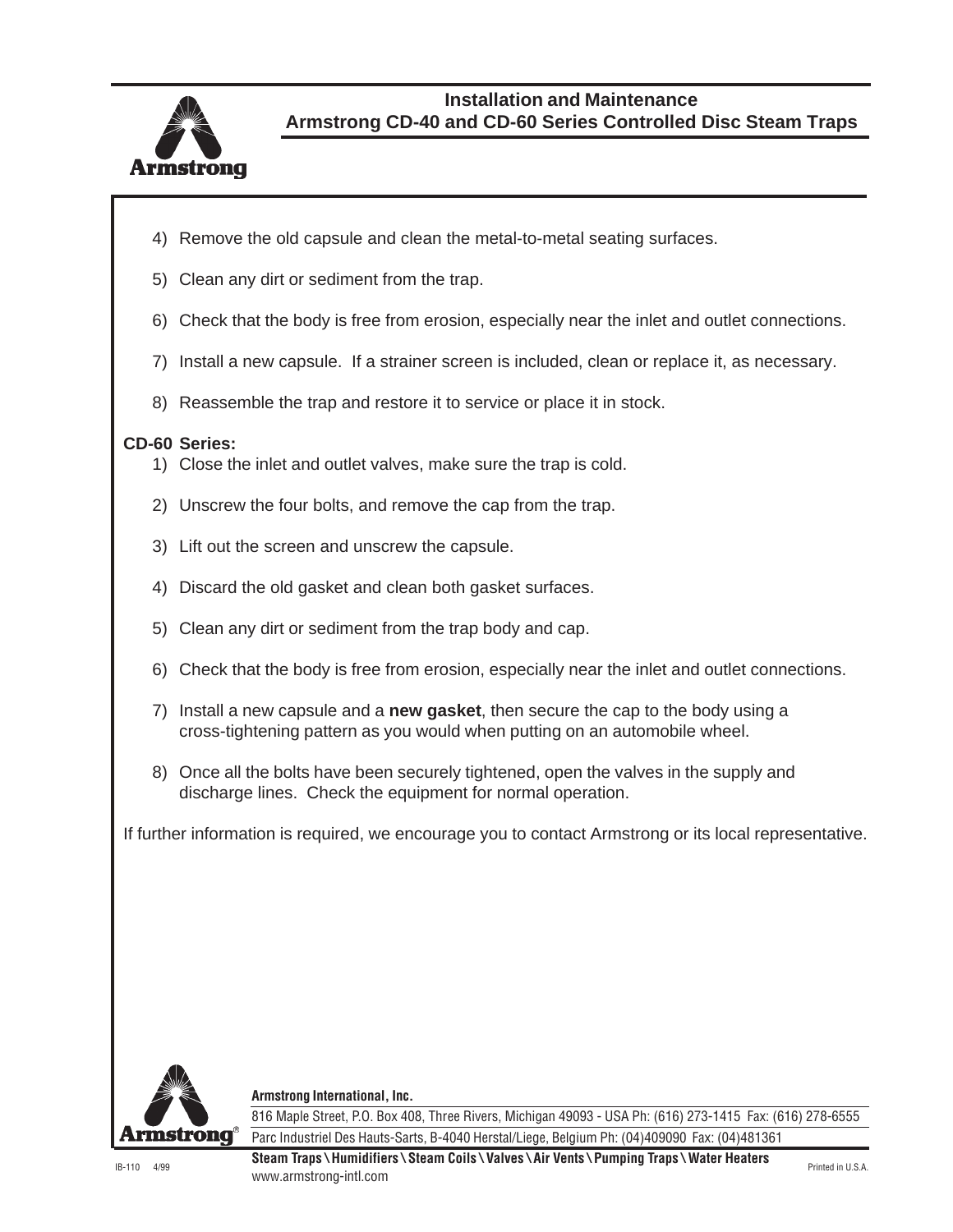4) Remove the old capsule and clean the metal-to-metal seating surfaces.

5) Clean any dirt or sediment from the trap.

6) Check that the body is free from erosion, especially near the inlet and outlet connections.

7) Install a new capsule. If a strainer screen is included, clean or replace it, as necessary.

8) Reassemble the trap and restore it to service or place it in stock.

**CD-60 Series:**

1) Close the inlet and outlet valves, make sure the trap is cold.

2) Unscrew the four bolts, and remove the cap from the trap.

3) Lift out the screen and unscrew the capsule.

4) Discard the old gasket and clean both gasket surfaces.

5) Clean any dirt or sediment from the trap body and cap.

6) Check that the body is free from erosion, especially near the inlet and outlet connections.

7) Install a new capsule and a **new gasket**, then secure the cap to the body using a cross-tightening pattern as you would when putting on an automobile wheel.

8) Once all the bolts have been securely tightened, open the valves in the supply and discharge lines. Check the equipment for normal operation.

If further information is required, we encourage you to contact Armstrong or its local representative.

**Armstrong International, Inc.**

816 Maple Street, P.O. Box 408, Three Rivers, Michigan 49093 - USA Ph: (616) 273-1415 Fax: (616) 278-6555

Parc Industriel Des Hauts-Sarts, B-4040 Herstal/Liege, Belgium Ph: (04)409090 Fax: (04)481361

**Steam Traps \ Humidifiers \ Steam Coils \ Valves \ Air Vents \ Pumping Traps \ Water Heaters**

www.armstrong-intl.com

IB-110 4/99

Printed in U.S.A.